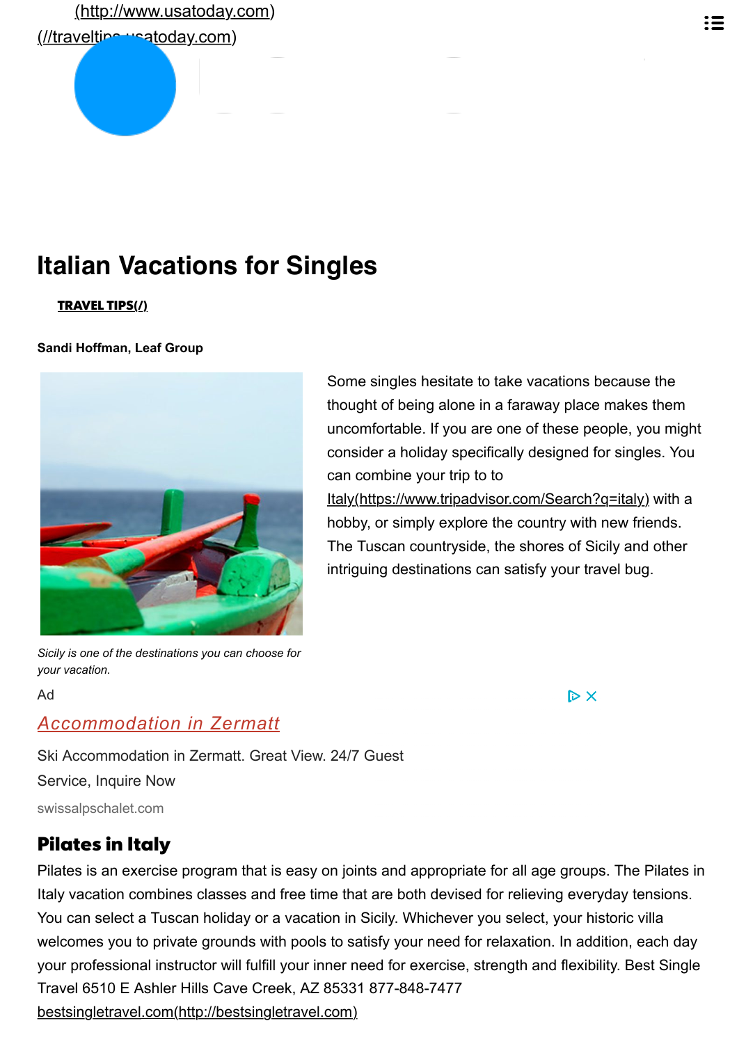(http://www.usatoday.com)
(//traveltips.usatoday.com)

# Italian Vacations for Singles

**TRAVEL TIPS(/)**

**Sandi Hoffman, Leaf Group**

Some singles hesitate to take vacations because the thought of being alone in a faraway place makes them uncomfortable. If you are one of these people, you might consider a holiday specifically designed for singles. You can combine your trip to to Italy(https://www.tripadvisor.com/Search?q=italy) with a hobby, or simply explore the country with new friends. The Tuscan countryside, the shores of Sicily and other intriguing destinations can satisfy your travel bug.

*Sicily is one of the destinations you can choose for your vacation.*

Ad

Accommodation in Zermatt

Ski Accommodation in Zermatt. Great View. 24/7 Guest Service, Inquire Now

swissalpschalet.com

## Pilates in Italy

Pilates is an exercise program that is easy on joints and appropriate for all age groups. The Pilates in Italy vacation combines classes and free time that are both devised for relieving everyday tensions. You can select a Tuscan holiday or a vacation in Sicily. Whichever you select, your historic villa welcomes you to private grounds with pools to satisfy your need for relaxation. In addition, each day your professional instructor will fulfill your inner need for exercise, strength and flexibility. Best Single Travel 6510 E Ashler Hills Cave Creek, AZ 85331 877-848-7477 bestsingletravel.com(http://bestsingletravel.com)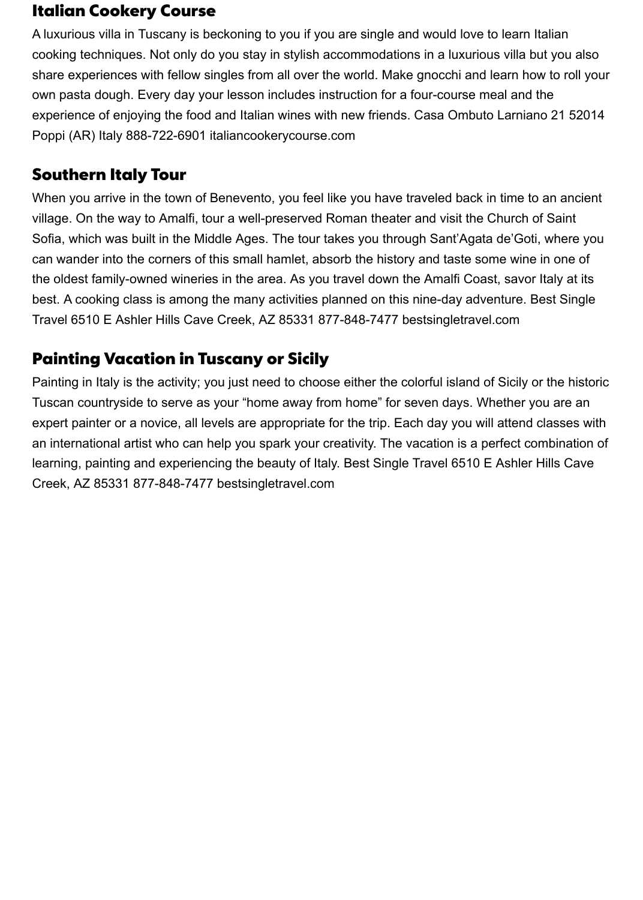## Italian Cookery Course

A luxurious villa in Tuscany is beckoning to you if you are single and would love to learn Italian cooking techniques. Not only do you stay in stylish accommodations in a luxurious villa but you also share experiences with fellow singles from all over the world. Make gnocchi and learn how to roll your own pasta dough. Every day your lesson includes instruction for a four-course meal and the experience of enjoying the food and Italian wines with new friends. Casa Ombuto Larniano 21 52014 Poppi (AR) Italy 888-722-6901 italiancookerycourse.com

## Southern Italy Tour

When you arrive in the town of Benevento, you feel like you have traveled back in time to an ancient village. On the way to Amalfi, tour a well-preserved Roman theater and visit the Church of Saint Sofia, which was built in the Middle Ages. The tour takes you through Sant'Agata de'Goti, where you can wander into the corners of this small hamlet, absorb the history and taste some wine in one of the oldest family-owned wineries in the area. As you travel down the Amalfi Coast, savor Italy at its best. A cooking class is among the many activities planned on this nine-day adventure. Best Single Travel 6510 E Ashler Hills Cave Creek, AZ 85331 877-848-7477 bestsingletravel.com

## Painting Vacation in Tuscany or Sicily

Painting in Italy is the activity; you just need to choose either the colorful island of Sicily or the historic Tuscan countryside to serve as your "home away from home" for seven days. Whether you are an expert painter or a novice, all levels are appropriate for the trip. Each day you will attend classes with an international artist who can help you spark your creativity. The vacation is a perfect combination of learning, painting and experiencing the beauty of Italy. Best Single Travel 6510 E Ashler Hills Cave Creek, AZ 85331 877-848-7477 bestsingletravel.com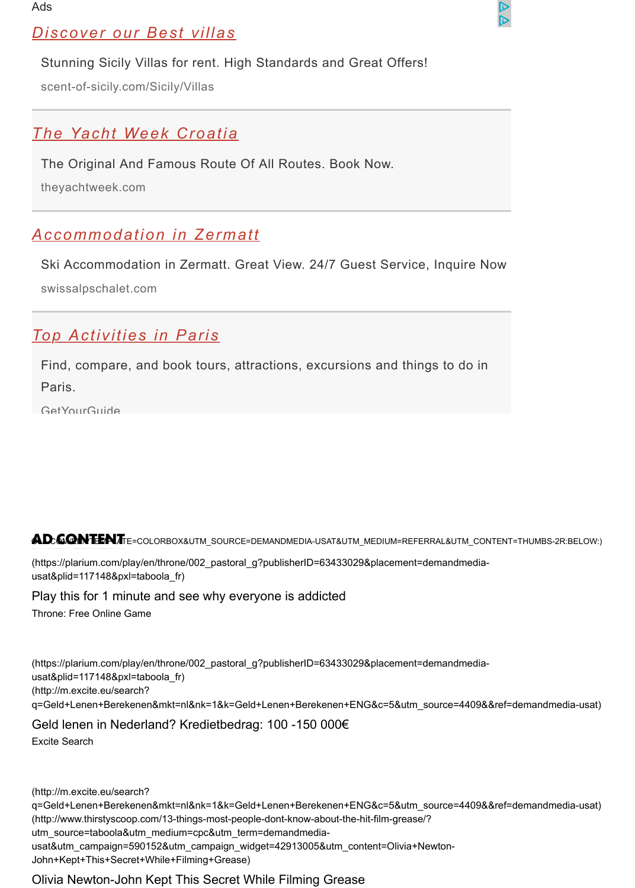Ads

[Discover our Best villas](#)

Stunning Sicily Villas for rent. High Standards and Great Offers!

scent-of-sicily.com/Sicily/Villas

[The Yacht Week Croatia](#)

The Original And Famous Route Of All Routes. Book Now.

theyachtweek.com

[Accommodation in Zermatt](#)

Ski Accommodation in Zermatt. Great View. 24/7 Guest Service, Inquire Now

swissalpschalet.com

[Top Activities in Paris](#)

Find, compare, and book tours, attractions, excursions and things to do in Paris.

GetYourGuide

**AD CONTENT** TE=COLORBOX&UTM_SOURCE=DEMANDMEDIA-USAT&UTM_MEDIUM=REFERRAL&UTM_CONTENT=THUMBS-2R:BELOW:)

(https://plarium.com/play/en/throne/002_pastoral_g?publisherID=63433029&placement=demandmedia-usat&plid=117148&pxl=taboola_fr)

Play this for 1 minute and see why everyone is addicted

Throne: Free Online Game

(https://plarium.com/play/en/throne/002_pastoral_g?publisherID=63433029&placement=demandmedia-usat&plid=117148&pxl=taboola_fr)
(http://m.excite.eu/search?q=Geld+Lenen+Berekenen&mkt=nl&nk=1&k=Geld+Lenen+Berekenen+ENG&c=5&utm_source=4409&&ref=demandmedia-usat)

Geld lenen in Nederland? Kredietbedrag: 100 -150 000€

Excite Search

(http://m.excite.eu/search?q=Geld+Lenen+Berekenen&mkt=nl&nk=1&k=Geld+Lenen+Berekenen+ENG&c=5&utm_source=4409&&ref=demandmedia-usat)
(http://www.thirstyscoop.com/13-things-most-people-dont-know-about-the-hit-film-grease/?utm_source=taboola&utm_medium=cpc&utm_term=demandmedia-usat&utm_campaign=590152&utm_campaign_widget=42913005&utm_content=Olivia+Newton-John+Kept+This+Secret+While+Filming+Grease)

Olivia Newton-John Kept This Secret While Filming Grease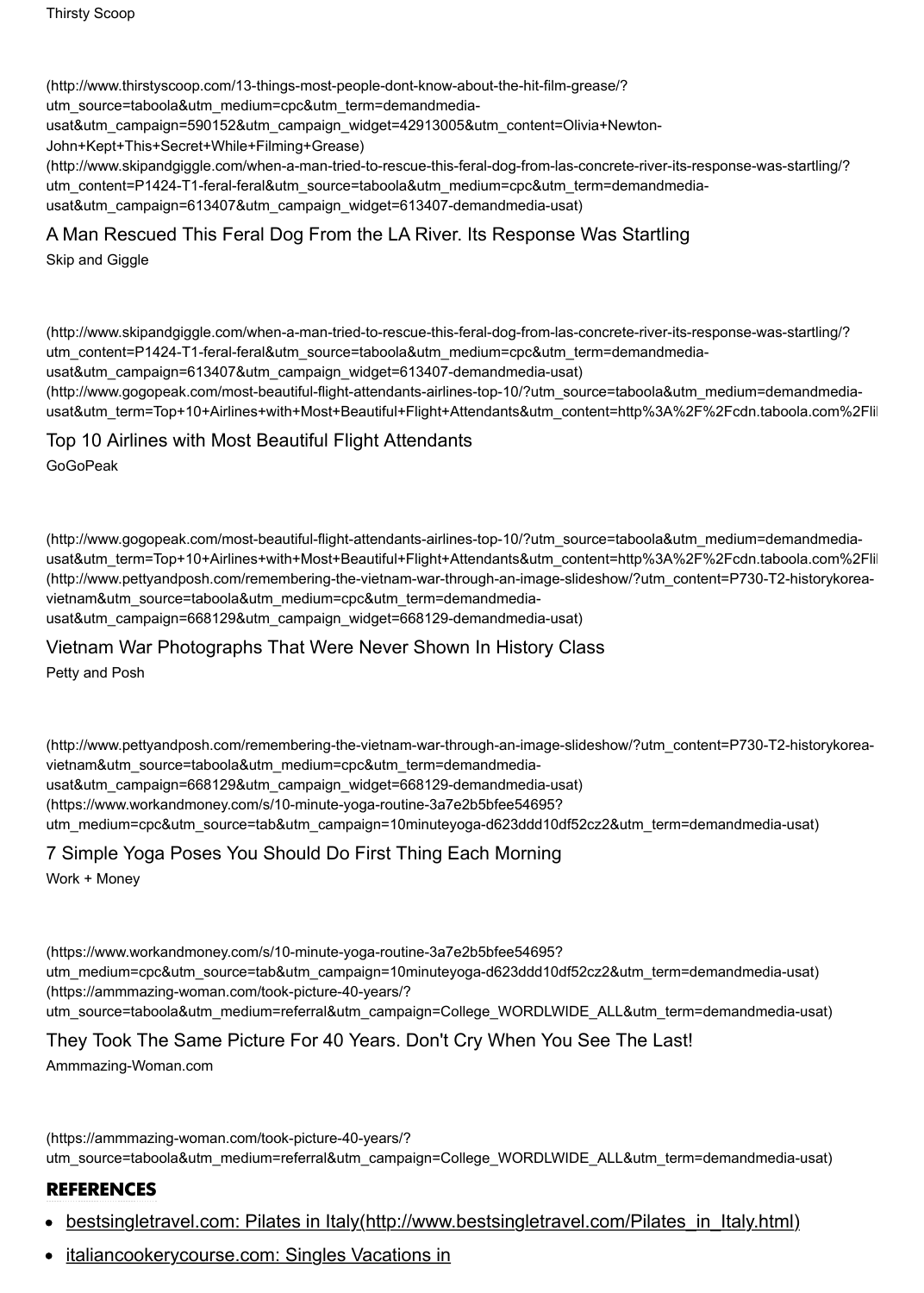Thirsty Scoop

(http://www.thirstyscoop.com/13-things-most-people-dont-know-about-the-hit-film-grease/?utm_source=taboola&utm_medium=cpc&utm_term=demandmedia-usat&utm_campaign=590152&utm_campaign_widget=42913005&utm_content=Olivia+Newton-John+Kept+This+Secret+While+Filming+Grease)
(http://www.skipandgiggle.com/when-a-man-tried-to-rescue-this-feral-dog-from-las-concrete-river-its-response-was-startling/?utm_content=P1424-T1-feral-feral&utm_source=taboola&utm_medium=cpc&utm_term=demandmedia-usat&utm_campaign=613407&utm_campaign_widget=613407-demandmedia-usat)

A Man Rescued This Feral Dog From the LA River. Its Response Was Startling

Skip and Giggle

(http://www.skipandgiggle.com/when-a-man-tried-to-rescue-this-feral-dog-from-las-concrete-river-its-response-was-startling/?utm_content=P1424-T1-feral-feral&utm_source=taboola&utm_medium=cpc&utm_term=demandmedia-usat&utm_campaign=613407&utm_campaign_widget=613407-demandmedia-usat)
(http://www.gogopeak.com/most-beautiful-flight-attendants-airlines-top-10/?utm_source=taboola&utm_medium=demandmedia-usat&utm_term=Top+10+Airlines+with+Most+Beautiful+Flight+Attendants&utm_content=http%3A%2F%2Fcdn.taboola.com%2Fli

Top 10 Airlines with Most Beautiful Flight Attendants

GoGoPeak

(http://www.gogopeak.com/most-beautiful-flight-attendants-airlines-top-10/?utm_source=taboola&utm_medium=demandmedia-usat&utm_term=Top+10+Airlines+with+Most+Beautiful+Flight+Attendants&utm_content=http%3A%2F%2Fcdn.taboola.com%2Fli
(http://www.pettyandposh.com/remembering-the-vietnam-war-through-an-image-slideshow/?utm_content=P730-T2-historykorea-vietnam&utm_source=taboola&utm_medium=cpc&utm_term=demandmedia-usat&utm_campaign=668129&utm_campaign_widget=668129-demandmedia-usat)

Vietnam War Photographs That Were Never Shown In History Class

Petty and Posh

(http://www.pettyandposh.com/remembering-the-vietnam-war-through-an-image-slideshow/?utm_content=P730-T2-historykorea-vietnam&utm_source=taboola&utm_medium=cpc&utm_term=demandmedia-usat&utm_campaign=668129&utm_campaign_widget=668129-demandmedia-usat)
(https://www.workandmoney.com/s/10-minute-yoga-routine-3a7e2b5bfee54695?utm_medium=cpc&utm_source=tab&utm_campaign=10minuteyoga-d623ddd10df52cz2&utm_term=demandmedia-usat)

7 Simple Yoga Poses You Should Do First Thing Each Morning

Work + Money

(https://www.workandmoney.com/s/10-minute-yoga-routine-3a7e2b5bfee54695?utm_medium=cpc&utm_source=tab&utm_campaign=10minuteyoga-d623ddd10df52cz2&utm_term=demandmedia-usat)
(https://ammmazing-woman.com/took-picture-40-years/?utm_source=taboola&utm_medium=referral&utm_campaign=College_WORDLWIDE_ALL&utm_term=demandmedia-usat)

They Took The Same Picture For 40 Years. Don't Cry When You See The Last!

Ammmazing-Woman.com

(https://ammmazing-woman.com/took-picture-40-years/?utm_source=taboola&utm_medium=referral&utm_campaign=College_WORDLWIDE_ALL&utm_term=demandmedia-usat)

## REFERENCES

- bestsingletravel.com: Pilates in Italy(http://www.bestsingletravel.com/Pilates_in_Italy.html)
- italiancookerycourse.com: Singles Vacations in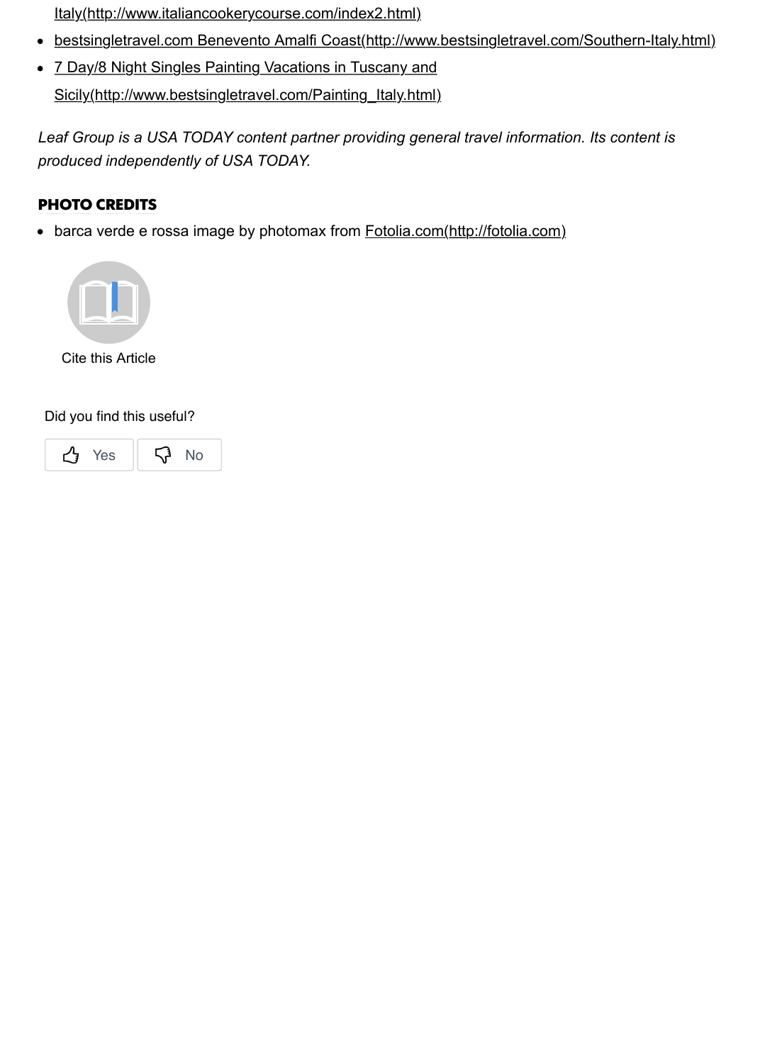Italy(http://www.italiancookerycourse.com/index2.html)

- bestsingletravel.com Benevento Amalfi Coast(http://www.bestsingletravel.com/Southern-Italy.html)
- 7 Day/8 Night Singles Painting Vacations in Tuscany and Sicily(http://www.bestsingletravel.com/Painting_Italy.html)

*Leaf Group is a USA TODAY content partner providing general travel information. Its content is produced independently of USA TODAY.*

## PHOTO CREDITS

- barca verde e rossa image by photomax from Fotolia.com(http://fotolia.com)

Cite this Article

Did you find this useful?

Yes No